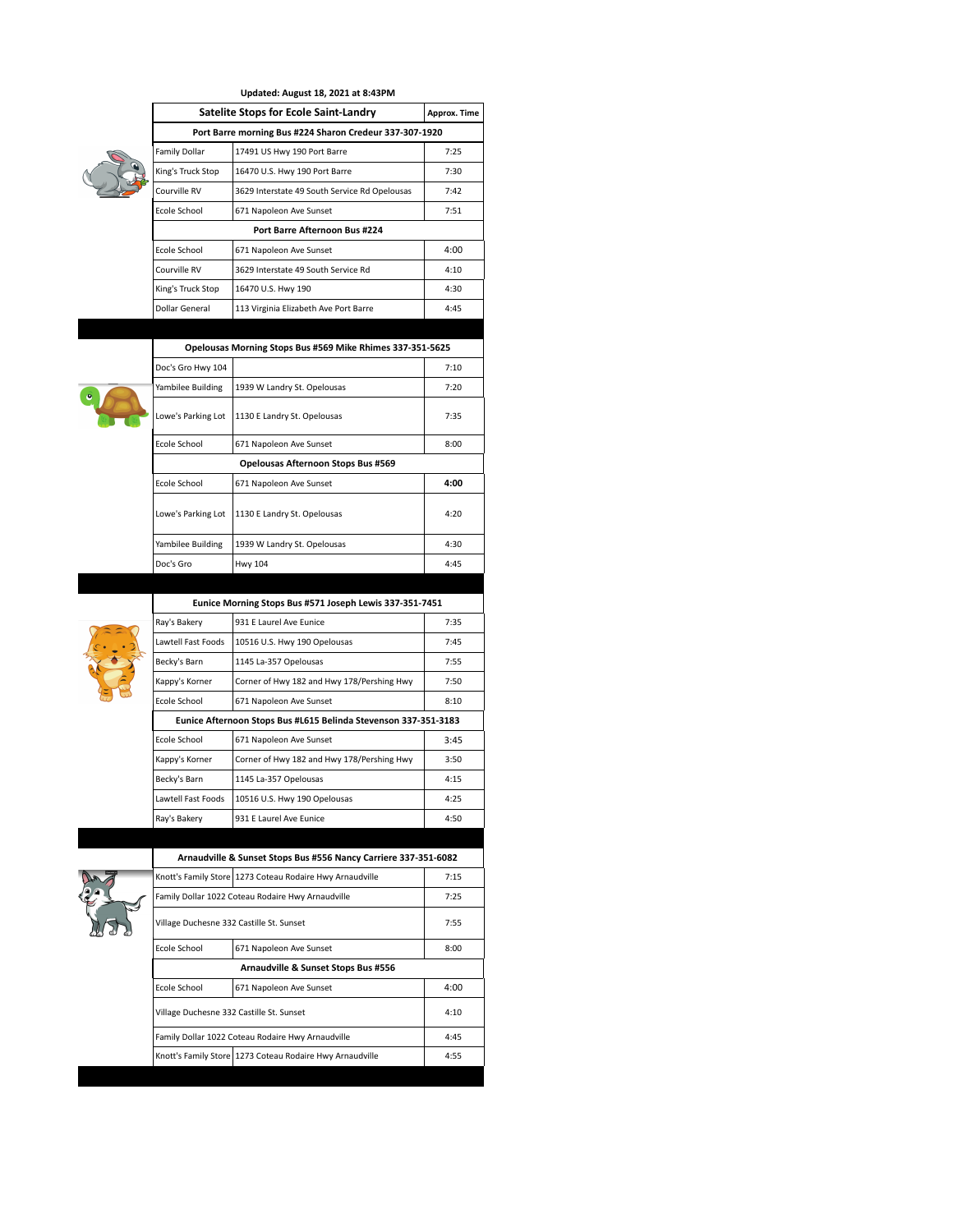**Updated: August 18, 2021 at 8:43PM**

| Satelite Stops for Ecole Saint-Landry | | Approx. Time |
|---|---|---|
| **Port Barre morning Bus #224 Sharon Credeur 337-307-1920** | | |
| Family Dollar | 17491 US Hwy 190 Port Barre | 7:25 |
| King's Truck Stop | 16470 U.S. Hwy 190 Port Barre | 7:30 |
| Courville RV | 3629 Interstate 49 South Service Rd Opelousas | 7:42 |
| Ecole School | 671 Napoleon Ave Sunset | 7:51 |
| **Port Barre Afternoon Bus #224** | | |
| Ecole School | 671 Napoleon Ave Sunset | 4:00 |
| Courville RV | 3629 Interstate 49 South Service Rd | 4:10 |
| King's Truck Stop | 16470 U.S. Hwy 190 | 4:30 |
| Dollar General | 113 Virginia Elizabeth Ave Port Barre | 4:45 |
| **Opelousas Morning Stops Bus #569 Mike Rhimes 337-351-5625** | | |
| Doc's Gro Hwy 104 | | 7:10 |
| Yambilee Building | 1939 W Landry St. Opelousas | 7:20 |
| Lowe's Parking Lot | 1130 E Landry St. Opelousas | 7:35 |
| Ecole School | 671 Napoleon Ave Sunset | 8:00 |
| **Opelousas Afternoon Stops Bus #569** | | |
| Ecole School | 671 Napoleon Ave Sunset | **4:00** |
| Lowe's Parking Lot | 1130 E Landry St. Opelousas | 4:20 |
| Yambilee Building | 1939 W Landry St. Opelousas | 4:30 |
| Doc's Gro | Hwy 104 | 4:45 |
| **Eunice Morning Stops Bus #571 Joseph Lewis 337-351-7451** | | |
| Ray's Bakery | 931 E Laurel Ave Eunice | 7:35 |
| Lawtell Fast Foods | 10516 U.S. Hwy 190 Opelousas | 7:45 |
| Becky's Barn | 1145 La-357 Opelousas | 7:55 |
| Kappy's Korner | Corner of Hwy 182 and Hwy 178/Pershing Hwy | 7:50 |
| Ecole School | 671 Napoleon Ave Sunset | 8:10 |
| **Eunice Afternoon Stops Bus #L615 Belinda Stevenson 337-351-3183** | | |
| Ecole School | 671 Napoleon Ave Sunset | 3:45 |
| Kappy's Korner | Corner of Hwy 182 and Hwy 178/Pershing Hwy | 3:50 |
| Becky's Barn | 1145 La-357 Opelousas | 4:15 |
| Lawtell Fast Foods | 10516 U.S. Hwy 190 Opelousas | 4:25 |
| Ray's Bakery | 931 E Laurel Ave Eunice | 4:50 |
| **Arnaudville & Sunset Stops Bus #556 Nancy Carriere 337-351-6082** | | |
| Knott's Family Store | 1273 Coteau Rodaire Hwy Arnaudville | 7:15 |
| Family Dollar 1022 Coteau Rodaire Hwy Arnaudville | | 7:25 |
| Village Duchesne 332 Castille St. Sunset | | 7:55 |
| Ecole School | 671 Napoleon Ave Sunset | 8:00 |
| **Arnaudville & Sunset Stops Bus #556** | | |
| Ecole School | 671 Napoleon Ave Sunset | 4:00 |
| Village Duchesne 332 Castille St. Sunset | | 4:10 |
| Family Dollar 1022 Coteau Rodaire Hwy Arnaudville | | 4:45 |
| Knott's Family Store | 1273 Coteau Rodaire Hwy Arnaudville | 4:55 |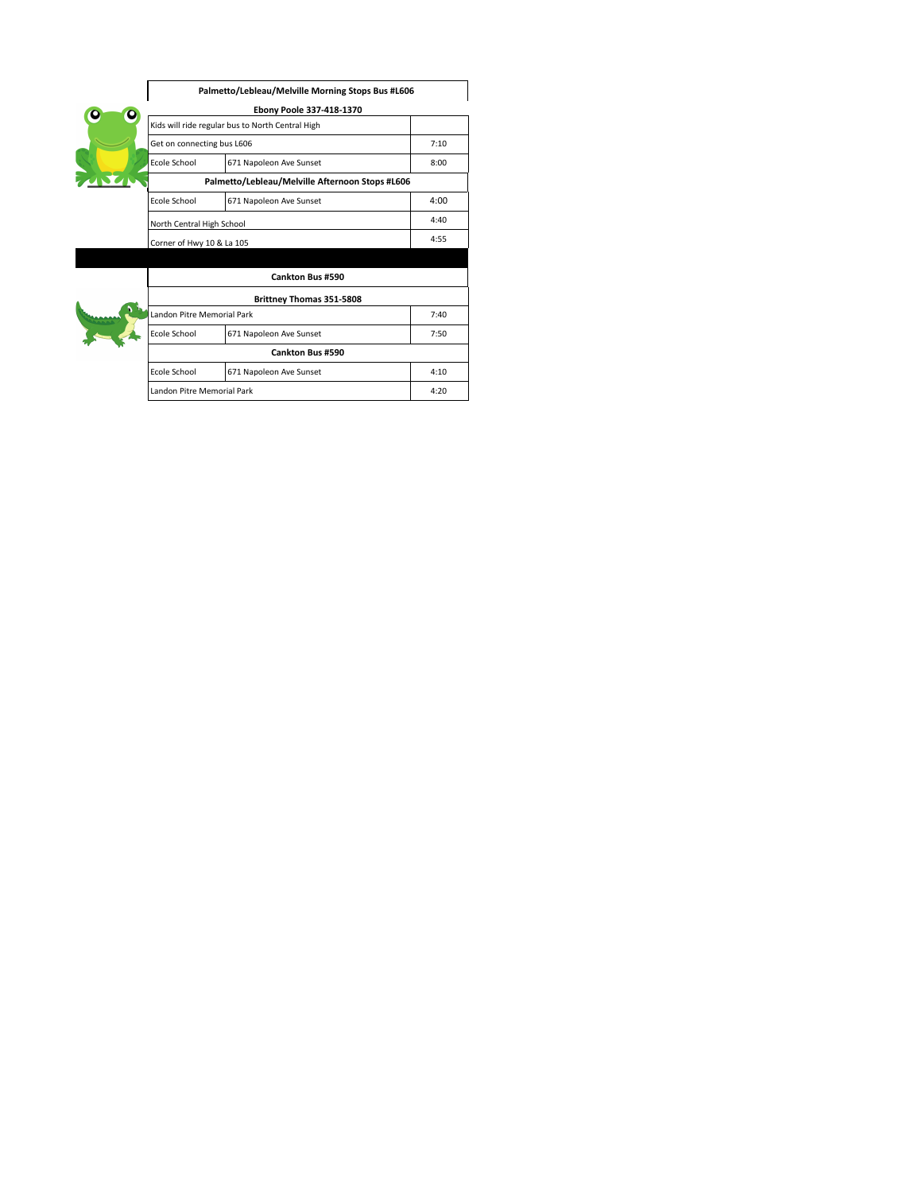| | | |
|---|---|---|
| **Palmetto/Lebleau/Melville Morning Stops Bus #L606** | | |
| **Ebony Poole 337-418-1370** | | |
| Kids will ride regular bus to North Central High | | |
| Get on connecting bus L606 | | 7:10 |
| Ecole School | 671 Napoleon Ave Sunset | 8:00 |
| **Palmetto/Lebleau/Melville Afternoon Stops #L606** | | |
| Ecole School | 671 Napoleon Ave Sunset | 4:00 |
| North Central High School | | 4:40 |
| Corner of Hwy 10 & La 105 | | 4:55 |

| | | |
|---|---|---|
| **Cankton Bus #590** | | |
| **Brittney Thomas 351-5808** | | |
| Landon Pitre Memorial Park | | 7:40 |
| Ecole School | 671 Napoleon Ave Sunset | 7:50 |
| **Cankton Bus #590** | | |
| Ecole School | 671 Napoleon Ave Sunset | 4:10 |
| Landon Pitre Memorial Park | | 4:20 |